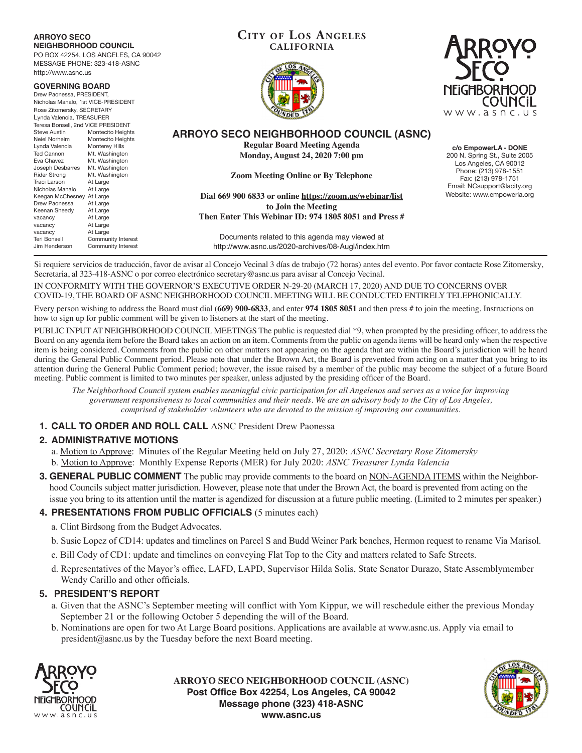**ARROYO SECO NEIGHBORHOOD COUNCIL**
PO BOX 42254, LOS ANGELES, CA 90042
MESSAGE PHONE: 323-418-ASNC
http://www.asnc.us

**GOVERNING BOARD**

Drew Paonessa, PRESIDENT,
Nicholas Manalo, 1st VICE-PRESIDENT
Rose Zitomersky, SECRETARY
Lynda Valencia, TREASURER
Teresa Bonsell, 2nd VICE PRESIDENT

| | |
|---|---|
| Steve Austin | Montecito Heights |
| Neiel Norheim | Montecito Heights |
| Lynda Valencia | Monterey Hills |
| Ted Cannon | Mt. Washington |
| Eva Chavez | Mt. Washington |
| Joseph Desbarres | Mt. Washington |
| Rider Strong | Mt. Washington |
| Traci Larson | At Large |
| Nicholas Manalo | At Large |
| Keegan McChesney | At Large |
| Drew Paonessa | At Large |
| Keenan Sheedy | At Large |
| vacancy | At Large |
| vacancy | At Large |
| vacancy | At Large |
| Teri Bonsell | Community Interest |
| Jim Henderson | Community Interest |

**CITY OF LOS ANGELES**
**CALIFORNIA**

# ARROYO SECO NEIGHBORHOOD COUNCIL (ASNC)

**Regular Board Meeting Agenda**
**Monday, August 24, 2020 7:00 pm**

**Zoom Meeting Online or By Telephone**

**Dial 669 900 6833 or online https://zoom.us/webinar/list to Join the Meeting**
**Then Enter This Webinar ID: 974 1805 8051 and Press #**

Documents related to this agenda may viewed at http://www.asnc.us/2020-archives/08-Augl/index.htm

ARROYO SECO NEIGHBORHOOD COUNCIL
www.asnc.us

**c/o EmpowerLA - DONE**
200 N. Spring St., Suite 2005
Los Angeles, CA 90012
Phone: (213) 978-1551
Fax: (213) 978-1751
Email: NCsupport@lacity.org
Website: www.empowerla.org

Si requiere servicios de traducción, favor de avisar al Concejo Vecinal 3 días de trabajo (72 horas) antes del evento. Por favor contacte Rose Zitomersky, Secretaria, al 323-418-ASNC o por correo electrónico secretary@asnc.us para avisar al Concejo Vecinal.

IN CONFORMITY WITH THE GOVERNOR'S EXECUTIVE ORDER N-29-20 (MARCH 17, 2020) AND DUE TO CONCERNS OVER COVID-19, THE BOARD OF ASNC NEIGHBORHOOD COUNCIL MEETING WILL BE CONDUCTED ENTIRELY TELEPHONICALLY.

Every person wishing to address the Board must dial (**669) 900-6833**, and enter **974 1805 8051** and then press # to join the meeting. Instructions on how to sign up for public comment will be given to listeners at the start of the meeting.

PUBLIC INPUT AT NEIGHBORHOOD COUNCIL MEETINGS The public is requested dial *9, when prompted by the presiding officer, to address the Board on any agenda item before the Board takes an action on an item. Comments from the public on agenda items will be heard only when the respective item is being considered. Comments from the public on other matters not appearing on the agenda that are within the Board's jurisdiction will be heard during the General Public Comment period. Please note that under the Brown Act, the Board is prevented from acting on a matter that you bring to its attention during the General Public Comment period; however, the issue raised by a member of the public may become the subject of a future Board meeting. Public comment is limited to two minutes per speaker, unless adjusted by the presiding officer of the Board.

*The Neighborhood Council system enables meaningful civic participation for all Angelenos and serves as a voice for improving government responsiveness to local communities and their needs. We are an advisory body to the City of Los Angeles, comprised of stakeholder volunteers who are devoted to the mission of improving our communities.*

**1. CALL TO ORDER AND ROLL CALL** ASNC President Drew Paonessa

**2. ADMINISTRATIVE MOTIONS**

a. Motion to Approve: Minutes of the Regular Meeting held on July 27, 2020: *ASNC Secretary Rose Zitomersky*

b. Motion to Approve: Monthly Expense Reports (MER) for July 2020: *ASNC Treasurer Lynda Valencia*

**3. GENERAL PUBLIC COMMENT** The public may provide comments to the board on NON-AGENDA ITEMS within the Neighborhood Councils subject matter jurisdiction. However, please note that under the Brown Act, the board is prevented from acting on the issue you bring to its attention until the matter is agendized for discussion at a future public meeting. (Limited to 2 minutes per speaker.)

**4. PRESENTATIONS FROM PUBLIC OFFICIALS** (5 minutes each)

a. Clint Birdsong from the Budget Advocates.

b. Susie Lopez of CD14: updates and timelines on Parcel S and Budd Weiner Park benches, Hermon request to rename Via Marisol.

c. Bill Cody of CD1: update and timelines on conveying Flat Top to the City and matters related to Safe Streets.

d. Representatives of the Mayor's office, LAFD, LAPD, Supervisor Hilda Solis, State Senator Durazo, State Assemblymember Wendy Carillo and other officials.

**5. PRESIDENT'S REPORT**

a. Given that the ASNC's September meeting will conflict with Yom Kippur, we will reschedule either the previous Monday September 21 or the following October 5 depending the will of the Board.

b. Nominations are open for two At Large Board positions. Applications are available at www.asnc.us. Apply via email to president@asnc.us by the Tuesday before the next Board meeting.

**ARROYO SECO NEIGHBORHOOD COUNCIL (ASNC)**
**Post Office Box 42254, Los Angeles, CA 90042**
**Message phone (323) 418-ASNC**
**www.asnc.us**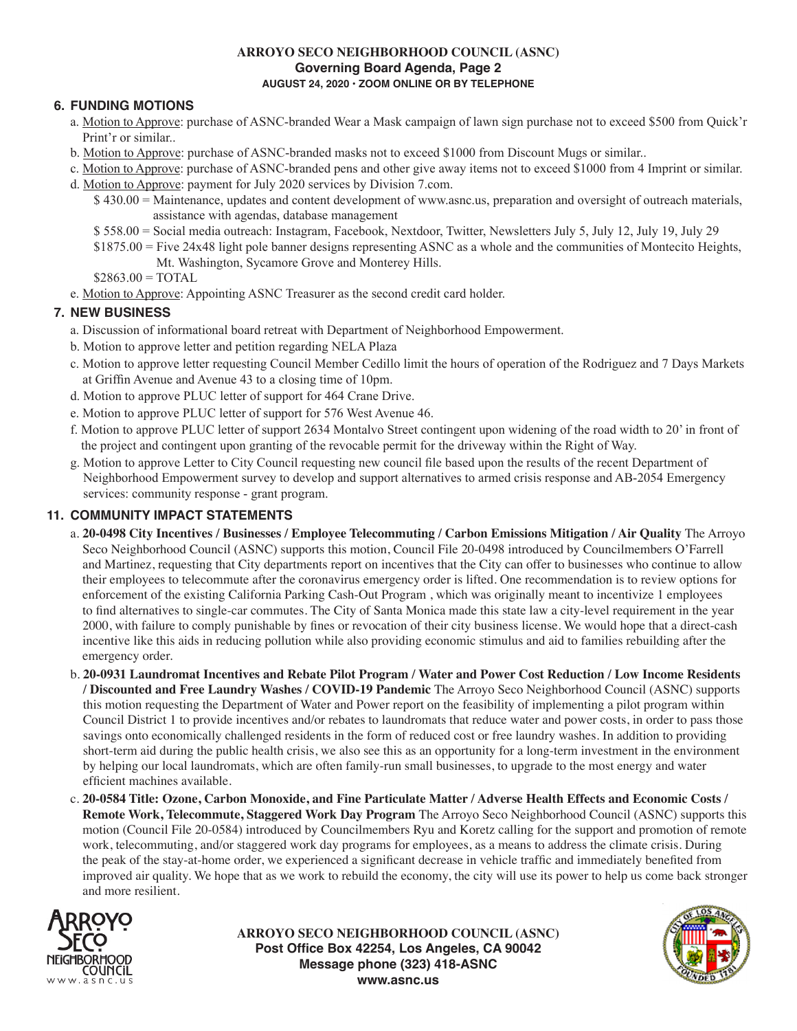## 6. FUNDING MOTIONS

a. Motion to Approve: purchase of ASNC-branded Wear a Mask campaign of lawn sign purchase not to exceed $500 from Quick'r Print'r or similar..

b. Motion to Approve: purchase of ASNC-branded masks not to exceed $1000 from Discount Mugs or similar..

c. Motion to Approve: purchase of ASNC-branded pens and other give away items not to exceed $1000 from 4 Imprint or similar.

d. Motion to Approve: payment for July 2020 services by Division 7.com.

$ 430.00 = Maintenance, updates and content development of www.asnc.us, preparation and oversight of outreach materials, assistance with agendas, database management

$ 558.00 = Social media outreach: Instagram, Facebook, Nextdoor, Twitter, Newsletters July 5, July 12, July 19, July 29

$1875.00 = Five 24x48 light pole banner designs representing ASNC as a whole and the communities of Montecito Heights, Mt. Washington, Sycamore Grove and Monterey Hills.

$2863.00 = TOTAL

e. Motion to Approve: Appointing ASNC Treasurer as the second credit card holder.

## 7. NEW BUSINESS

a. Discussion of informational board retreat with Department of Neighborhood Empowerment.

b. Motion to approve letter and petition regarding NELA Plaza

c. Motion to approve letter requesting Council Member Cedillo limit the hours of operation of the Rodriguez and 7 Days Markets at Griffin Avenue and Avenue 43 to a closing time of 10pm.

d. Motion to approve PLUC letter of support for 464 Crane Drive.

e. Motion to approve PLUC letter of support for 576 West Avenue 46.

f. Motion to approve PLUC letter of support 2634 Montalvo Street contingent upon widening of the road width to 20' in front of the project and contingent upon granting of the revocable permit for the driveway within the Right of Way.

g. Motion to approve Letter to City Council requesting new council file based upon the results of the recent Department of Neighborhood Empowerment survey to develop and support alternatives to armed crisis response and AB-2054 Emergency services: community response - grant program.

## 11. COMMUNITY IMPACT STATEMENTS

a. **20-0498 City Incentives / Businesses / Employee Telecommuting / Carbon Emissions Mitigation / Air Quality** The Arroyo Seco Neighborhood Council (ASNC) supports this motion, Council File 20-0498 introduced by Councilmembers O'Farrell and Martinez, requesting that City departments report on incentives that the City can offer to businesses who continue to allow their employees to telecommute after the coronavirus emergency order is lifted. One recommendation is to review options for enforcement of the existing California Parking Cash-Out Program , which was originally meant to incentivize 1 employees to find alternatives to single-car commutes. The City of Santa Monica made this state law a city-level requirement in the year 2000, with failure to comply punishable by fines or revocation of their city business license. We would hope that a direct-cash incentive like this aids in reducing pollution while also providing economic stimulus and aid to families rebuilding after the emergency order.

b. **20-0931 Laundromat Incentives and Rebate Pilot Program / Water and Power Cost Reduction / Low Income Residents / Discounted and Free Laundry Washes / COVID-19 Pandemic** The Arroyo Seco Neighborhood Council (ASNC) supports this motion requesting the Department of Water and Power report on the feasibility of implementing a pilot program within Council District 1 to provide incentives and/or rebates to laundromats that reduce water and power costs, in order to pass those savings onto economically challenged residents in the form of reduced cost or free laundry washes. In addition to providing short-term aid during the public health crisis, we also see this as an opportunity for a long-term investment in the environment by helping our local laundromats, which are often family-run small businesses, to upgrade to the most energy and water efficient machines available.

c. **20-0584 Title: Ozone, Carbon Monoxide, and Fine Particulate Matter / Adverse Health Effects and Economic Costs / Remote Work, Telecommute, Staggered Work Day Program** The Arroyo Seco Neighborhood Council (ASNC) supports this motion (Council File 20-0584) introduced by Councilmembers Ryu and Koretz calling for the support and promotion of remote work, telecommuting, and/or staggered work day programs for employees, as a means to address the climate crisis. During the peak of the stay-at-home order, we experienced a significant decrease in vehicle traffic and immediately benefited from improved air quality. We hope that as we work to rebuild the economy, the city will use its power to help us come back stronger and more resilient.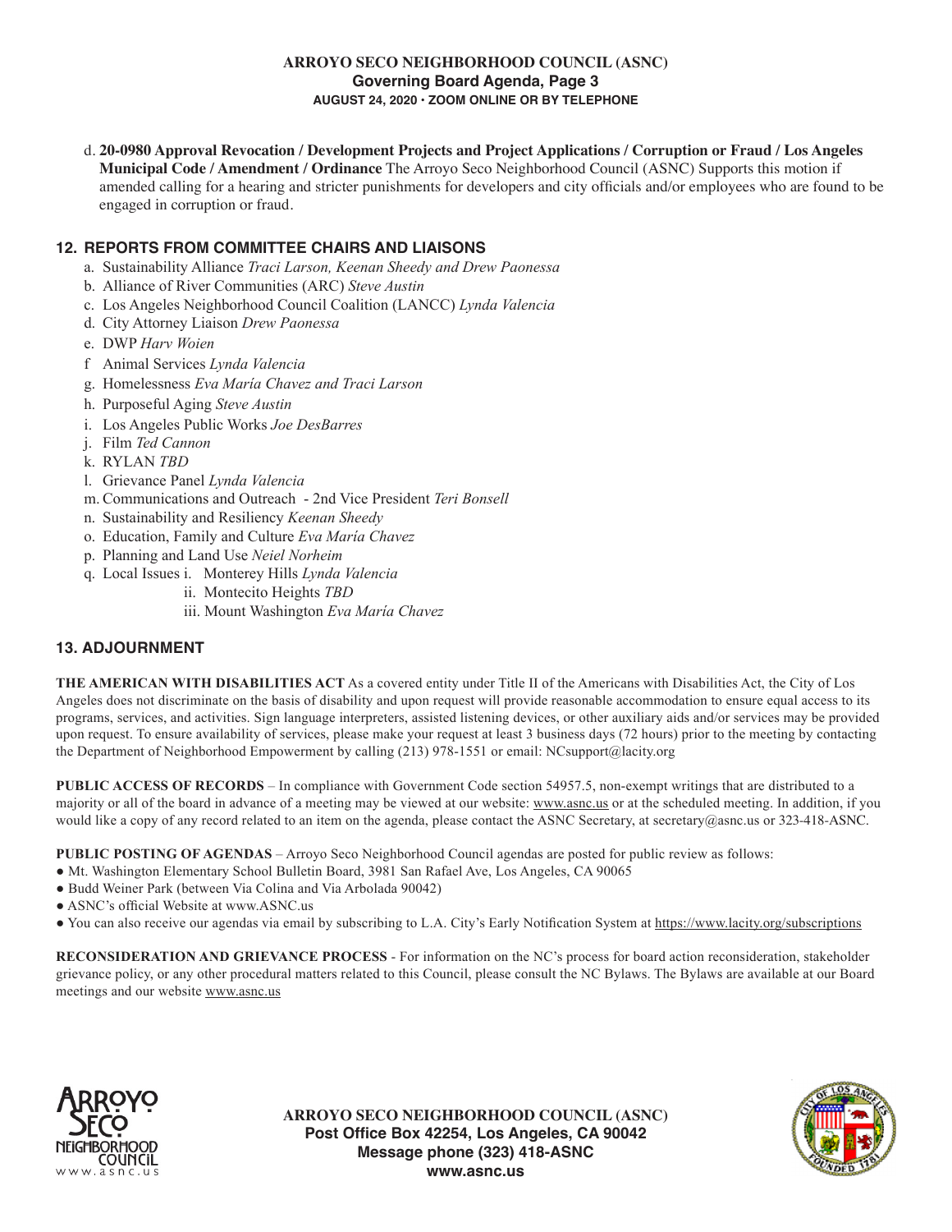d. **20-0980 Approval Revocation / Development Projects and Project Applications / Corruption or Fraud / Los Angeles Municipal Code / Amendment / Ordinance** The Arroyo Seco Neighborhood Council (ASNC) Supports this motion if amended calling for a hearing and stricter punishments for developers and city officials and/or employees who are found to be engaged in corruption or fraud.

## 12. REPORTS FROM COMMITTEE CHAIRS AND LIAISONS

a. Sustainability Alliance *Traci Larson, Keenan Sheedy and Drew Paonessa*
b. Alliance of River Communities (ARC) *Steve Austin*
c. Los Angeles Neighborhood Council Coalition (LANCC) *Lynda Valencia*
d. City Attorney Liaison *Drew Paonessa*
e. DWP *Harv Woien*
f Animal Services *Lynda Valencia*
g. Homelessness *Eva María Chavez and Traci Larson*
h. Purposeful Aging *Steve Austin*
i. Los Angeles Public Works *Joe DesBarres*
j. Film *Ted Cannon*
k. RYLAN *TBD*
l. Grievance Panel *Lynda Valencia*
m. Communications and Outreach - 2nd Vice President *Teri Bonsell*
n. Sustainability and Resiliency *Keenan Sheedy*
o. Education, Family and Culture *Eva María Chavez*
p. Planning and Land Use *Neiel Norheim*
q. Local Issues i. Monterey Hills *Lynda Valencia*
 ii. Montecito Heights *TBD*
 iii. Mount Washington *Eva María Chavez*

## 13. ADJOURNMENT

**THE AMERICAN WITH DISABILITIES ACT** As a covered entity under Title II of the Americans with Disabilities Act, the City of Los Angeles does not discriminate on the basis of disability and upon request will provide reasonable accommodation to ensure equal access to its programs, services, and activities. Sign language interpreters, assisted listening devices, or other auxiliary aids and/or services may be provided upon request. To ensure availability of services, please make your request at least 3 business days (72 hours) prior to the meeting by contacting the Department of Neighborhood Empowerment by calling (213) 978-1551 or email: NCsupport@lacity.org

**PUBLIC ACCESS OF RECORDS** – In compliance with Government Code section 54957.5, non-exempt writings that are distributed to a majority or all of the board in advance of a meeting may be viewed at our website: www.asnc.us or at the scheduled meeting. In addition, if you would like a copy of any record related to an item on the agenda, please contact the ASNC Secretary, at secretary@asnc.us or 323-418-ASNC.

**PUBLIC POSTING OF AGENDAS** – Arroyo Seco Neighborhood Council agendas are posted for public review as follows:

- Mt. Washington Elementary School Bulletin Board, 3981 San Rafael Ave, Los Angeles, CA 90065
- Budd Weiner Park (between Via Colina and Via Arbolada 90042)
- ASNC's official Website at www.ASNC.us
- You can also receive our agendas via email by subscribing to L.A. City's Early Notification System at https://www.lacity.org/subscriptions

**RECONSIDERATION AND GRIEVANCE PROCESS** - For information on the NC's process for board action reconsideration, stakeholder grievance policy, or any other procedural matters related to this Council, please consult the NC Bylaws. The Bylaws are available at our Board meetings and our website www.asnc.us

**ARROYO SECO NEIGHBORHOOD COUNCIL (ASNC)**
**Post Office Box 42254, Los Angeles, CA 90042**
**Message phone (323) 418-ASNC**
**www.asnc.us**